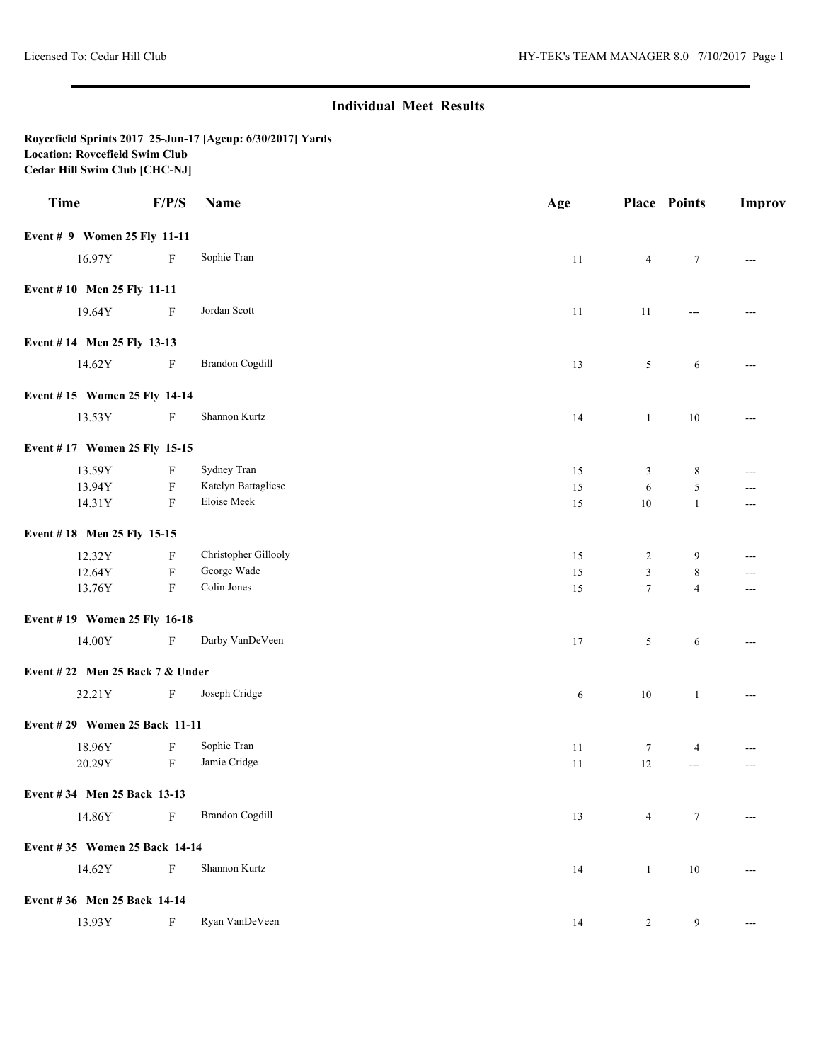# Individual Meet Results

**Roycefield Sprints 2017 25-Jun-17 [Ageup: 6/30/2017] Yards**
**Location: Roycefield Swim Club**
**Cedar Hill Swim Club [CHC-NJ]**

| Time | F/P/S | Name | Age | Place | Points | Improv |
|---|---|---|---|---|---|---|
| **Event # 9 Women 25 Fly 11-11** | | | | | | |
| 16.97Y | F | Sophie Tran | 11 | 4 | 7 | --- |
| **Event # 10 Men 25 Fly 11-11** | | | | | | |
| 19.64Y | F | Jordan Scott | 11 | 11 | --- | --- |
| **Event # 14 Men 25 Fly 13-13** | | | | | | |
| 14.62Y | F | Brandon Cogdill | 13 | 5 | 6 | --- |
| **Event # 15 Women 25 Fly 14-14** | | | | | | |
| 13.53Y | F | Shannon Kurtz | 14 | 1 | 10 | --- |
| **Event # 17 Women 25 Fly 15-15** | | | | | | |
| 13.59Y | F | Sydney Tran | 15 | 3 | 8 | --- |
| 13.94Y | F | Katelyn Battagliese | 15 | 6 | 5 | --- |
| 14.31Y | F | Eloise Meek | 15 | 10 | 1 | --- |
| **Event # 18 Men 25 Fly 15-15** | | | | | | |
| 12.32Y | F | Christopher Gillooly | 15 | 2 | 9 | --- |
| 12.64Y | F | George Wade | 15 | 3 | 8 | --- |
| 13.76Y | F | Colin Jones | 15 | 7 | 4 | --- |
| **Event # 19 Women 25 Fly 16-18** | | | | | | |
| 14.00Y | F | Darby VanDeVeen | 17 | 5 | 6 | --- |
| **Event # 22 Men 25 Back 7 & Under** | | | | | | |
| 32.21Y | F | Joseph Cridge | 6 | 10 | 1 | --- |
| **Event # 29 Women 25 Back 11-11** | | | | | | |
| 18.96Y | F | Sophie Tran | 11 | 7 | 4 | --- |
| 20.29Y | F | Jamie Cridge | 11 | 12 | --- | --- |
| **Event # 34 Men 25 Back 13-13** | | | | | | |
| 14.86Y | F | Brandon Cogdill | 13 | 4 | 7 | --- |
| **Event # 35 Women 25 Back 14-14** | | | | | | |
| 14.62Y | F | Shannon Kurtz | 14 | 1 | 10 | --- |
| **Event # 36 Men 25 Back 14-14** | | | | | | |
| 13.93Y | F | Ryan VanDeVeen | 14 | 2 | 9 | --- |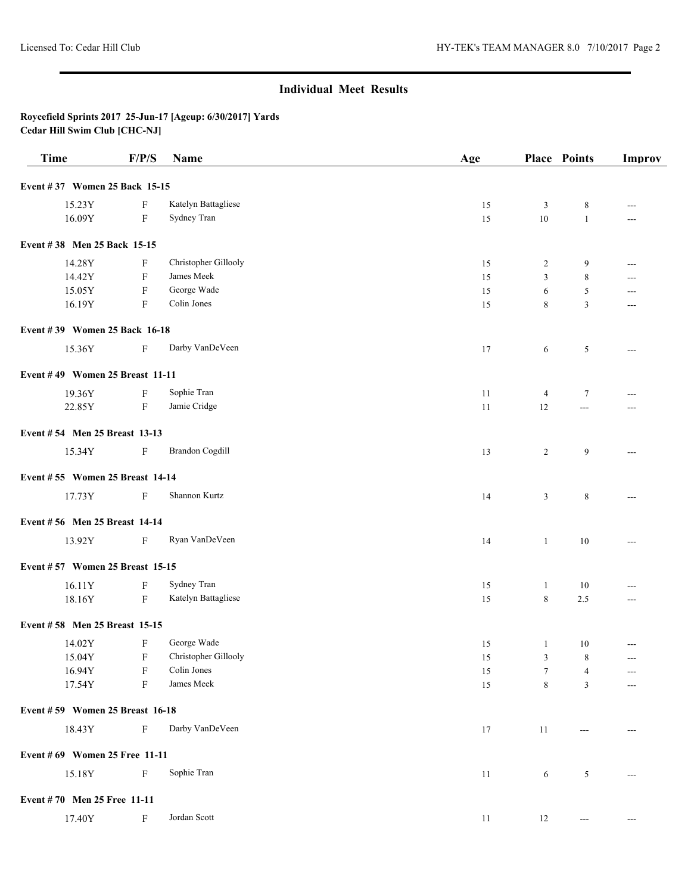## Individual Meet Results

**Roycefield Sprints 2017 25-Jun-17 [Ageup: 6/30/2017] Yards**
**Cedar Hill Swim Club [CHC-NJ]**

| Time | F/P/S | Name | Age | Place | Points | Improv |
|---|---|---|---|---|---|---|
| **Event # 37 Women 25 Back 15-15** | | | | | | |
| 15.23Y | F | Katelyn Battagliese | 15 | 3 | 8 | --- |
| 16.09Y | F | Sydney Tran | 15 | 10 | 1 | --- |
| **Event # 38 Men 25 Back 15-15** | | | | | | |
| 14.28Y | F | Christopher Gillooly | 15 | 2 | 9 | --- |
| 14.42Y | F | James Meek | 15 | 3 | 8 | --- |
| 15.05Y | F | George Wade | 15 | 6 | 5 | --- |
| 16.19Y | F | Colin Jones | 15 | 8 | 3 | --- |
| **Event # 39 Women 25 Back 16-18** | | | | | | |
| 15.36Y | F | Darby VanDeVeen | 17 | 6 | 5 | --- |
| **Event # 49 Women 25 Breast 11-11** | | | | | | |
| 19.36Y | F | Sophie Tran | 11 | 4 | 7 | --- |
| 22.85Y | F | Jamie Cridge | 11 | 12 | --- | --- |
| **Event # 54 Men 25 Breast 13-13** | | | | | | |
| 15.34Y | F | Brandon Cogdill | 13 | 2 | 9 | --- |
| **Event # 55 Women 25 Breast 14-14** | | | | | | |
| 17.73Y | F | Shannon Kurtz | 14 | 3 | 8 | --- |
| **Event # 56 Men 25 Breast 14-14** | | | | | | |
| 13.92Y | F | Ryan VanDeVeen | 14 | 1 | 10 | --- |
| **Event # 57 Women 25 Breast 15-15** | | | | | | |
| 16.11Y | F | Sydney Tran | 15 | 1 | 10 | --- |
| 18.16Y | F | Katelyn Battagliese | 15 | 8 | 2.5 | --- |
| **Event # 58 Men 25 Breast 15-15** | | | | | | |
| 14.02Y | F | George Wade | 15 | 1 | 10 | --- |
| 15.04Y | F | Christopher Gillooly | 15 | 3 | 8 | --- |
| 16.94Y | F | Colin Jones | 15 | 7 | 4 | --- |
| 17.54Y | F | James Meek | 15 | 8 | 3 | --- |
| **Event # 59 Women 25 Breast 16-18** | | | | | | |
| 18.43Y | F | Darby VanDeVeen | 17 | 11 | --- | --- |
| **Event # 69 Women 25 Free 11-11** | | | | | | |
| 15.18Y | F | Sophie Tran | 11 | 6 | 5 | --- |
| **Event # 70 Men 25 Free 11-11** | | | | | | |
| 17.40Y | F | Jordan Scott | 11 | 12 | --- | --- |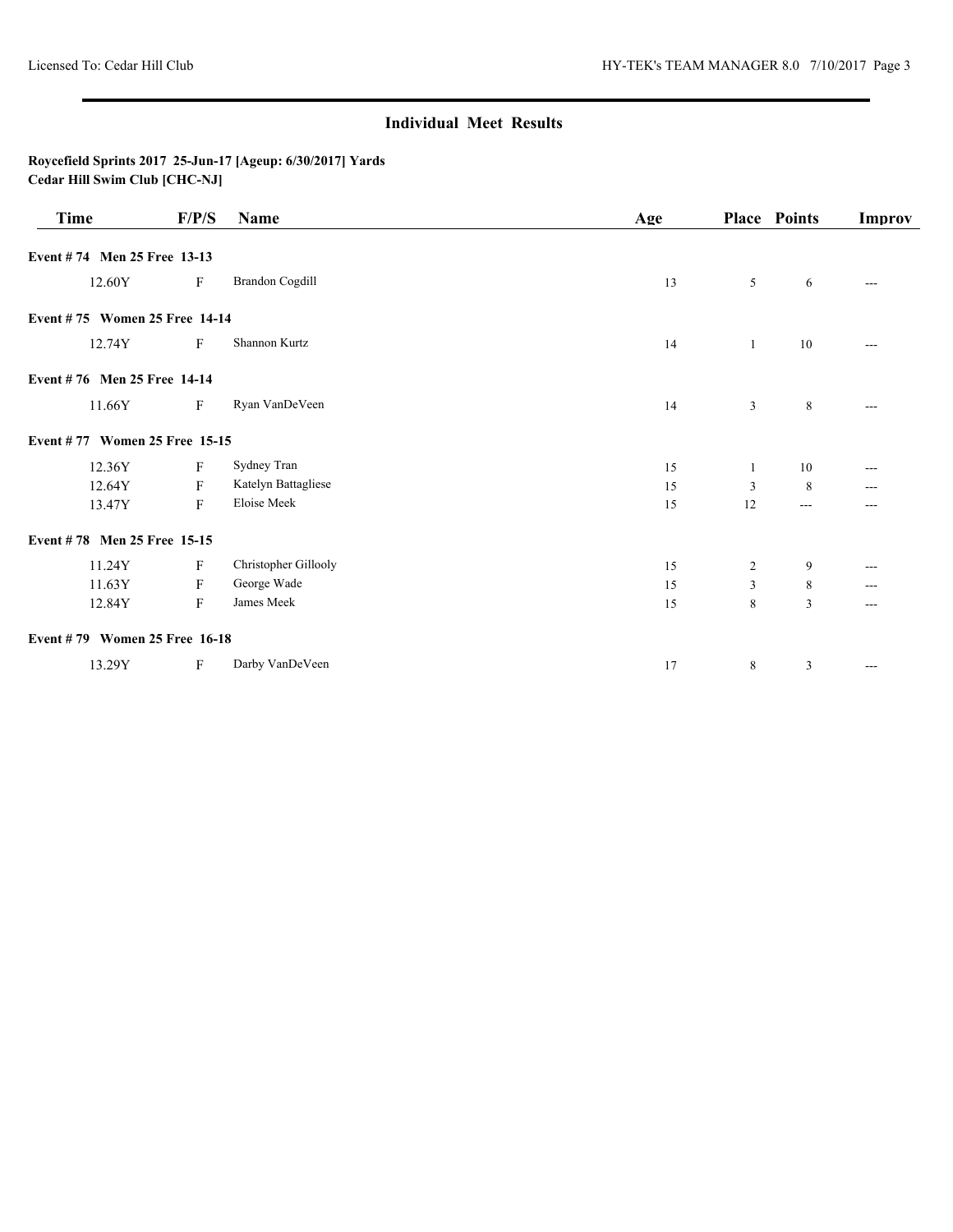## Individual Meet Results

**Roycefield Sprints 2017 25-Jun-17 [Ageup: 6/30/2017] Yards**
**Cedar Hill Swim Club [CHC-NJ]**

| Time | F/P/S | Name | Age | Place | Points | Improv |
|---|---|---|---|---|---|---|
| **Event # 74 Men 25 Free 13-13** | | | | | | |
| 12.60Y | F | Brandon Cogdill | 13 | 5 | 6 | --- |
| **Event # 75 Women 25 Free 14-14** | | | | | | |
| 12.74Y | F | Shannon Kurtz | 14 | 1 | 10 | --- |
| **Event # 76 Men 25 Free 14-14** | | | | | | |
| 11.66Y | F | Ryan VanDeVeen | 14 | 3 | 8 | --- |
| **Event # 77 Women 25 Free 15-15** | | | | | | |
| 12.36Y | F | Sydney Tran | 15 | 1 | 10 | --- |
| 12.64Y | F | Katelyn Battagliese | 15 | 3 | 8 | --- |
| 13.47Y | F | Eloise Meek | 15 | 12 | --- | --- |
| **Event # 78 Men 25 Free 15-15** | | | | | | |
| 11.24Y | F | Christopher Gillooly | 15 | 2 | 9 | --- |
| 11.63Y | F | George Wade | 15 | 3 | 8 | --- |
| 12.84Y | F | James Meek | 15 | 8 | 3 | --- |
| **Event # 79 Women 25 Free 16-18** | | | | | | |
| 13.29Y | F | Darby VanDeVeen | 17 | 8 | 3 | --- |